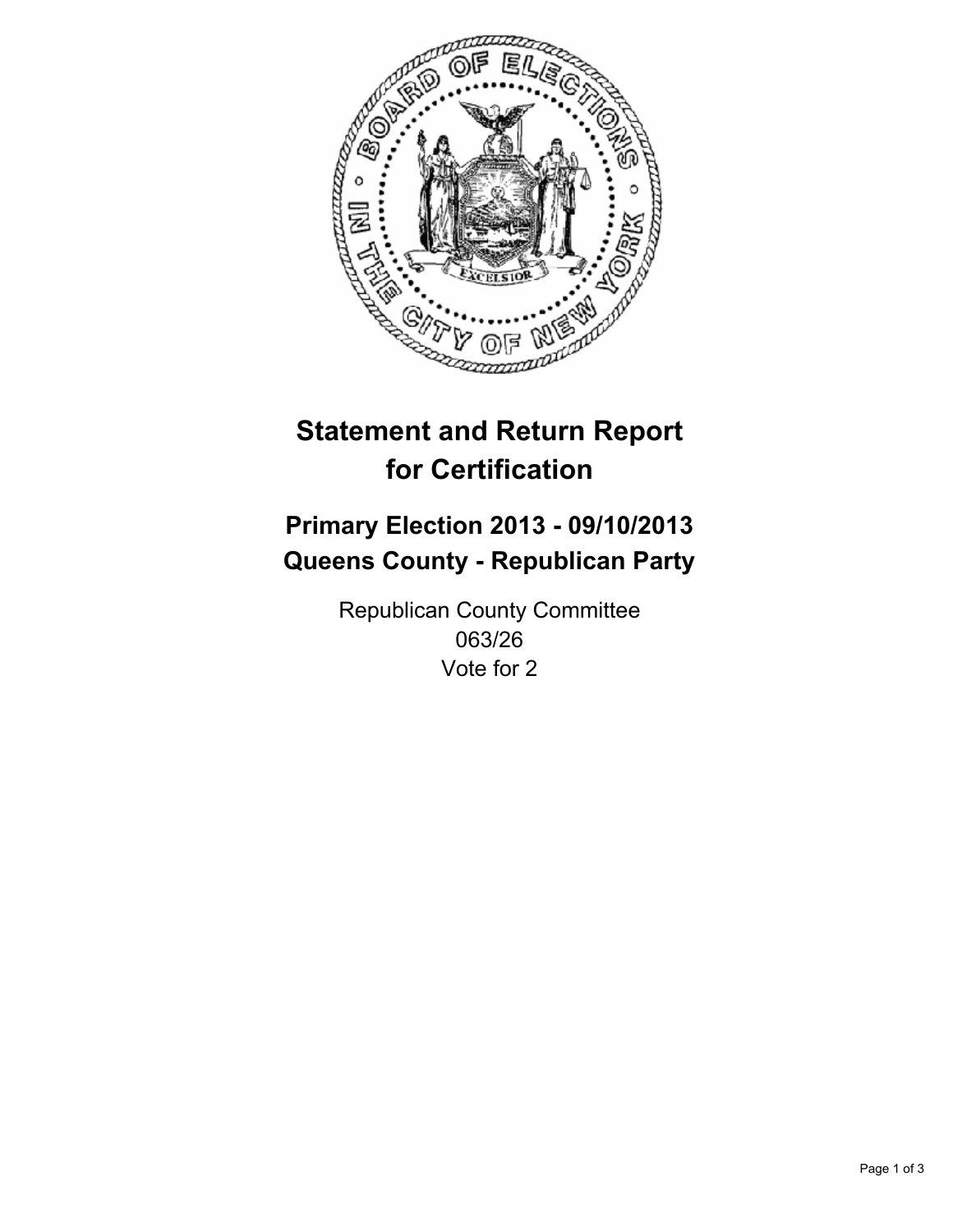# Statement and Return Report for Certification

## Primary Election 2013 - 09/10/2013
## Queens County - Republican Party

Republican County Committee
063/26
Vote for 2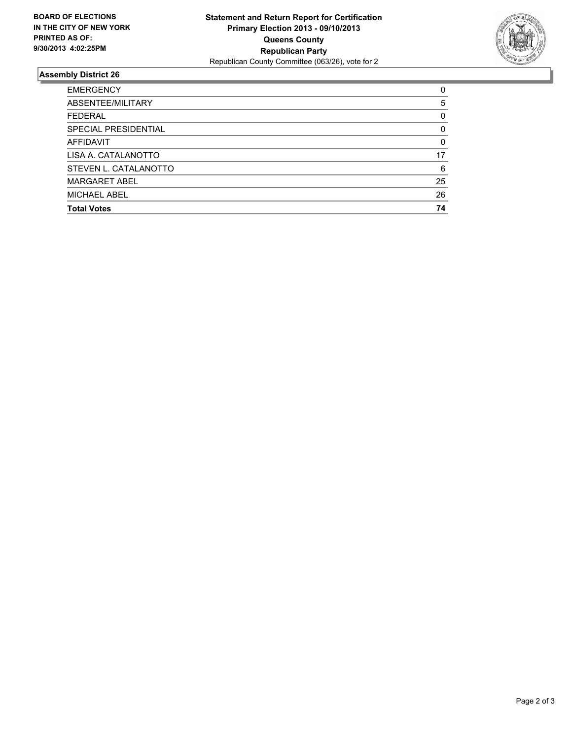**BOARD OF ELECTIONS IN THE CITY OF NEW YORK PRINTED AS OF: 9/30/2013 4:02:25PM**

**Statement and Return Report for Certification**
**Primary Election 2013 - 09/10/2013**
**Queens County**
**Republican Party**
Republican County Committee (063/26), vote for 2

## Assembly District 26

| | |
|---|---|
| EMERGENCY | 0 |
| ABSENTEE/MILITARY | 5 |
| FEDERAL | 0 |
| SPECIAL PRESIDENTIAL | 0 |
| AFFIDAVIT | 0 |
| LISA A. CATALANOTTO | 17 |
| STEVEN L. CATALANOTTO | 6 |
| MARGARET ABEL | 25 |
| MICHAEL ABEL | 26 |
| **Total Votes** | **74** |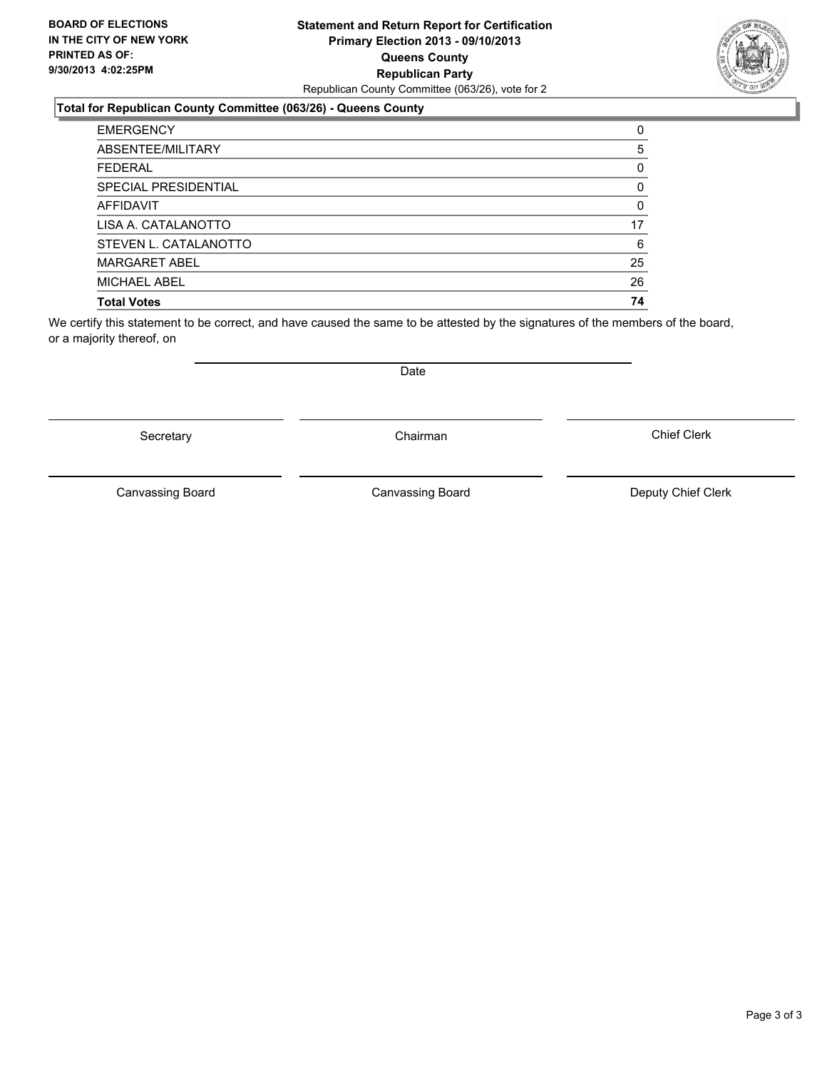**BOARD OF ELECTIONS IN THE CITY OF NEW YORK PRINTED AS OF: 9/30/2013 4:02:25PM**

**Statement and Return Report for Certification**
**Primary Election 2013 - 09/10/2013**
**Queens County**
**Republican Party**
Republican County Committee (063/26), vote for 2

### Total for Republican County Committee (063/26) - Queens County

| | |
|---|---|
| EMERGENCY | 0 |
| ABSENTEE/MILITARY | 5 |
| FEDERAL | 0 |
| SPECIAL PRESIDENTIAL | 0 |
| AFFIDAVIT | 0 |
| LISA A. CATALANOTTO | 17 |
| STEVEN L. CATALANOTTO | 6 |
| MARGARET ABEL | 25 |
| MICHAEL ABEL | 26 |
| **Total Votes** | **74** |

We certify this statement to be correct, and have caused the same to be attested by the signatures of the members of the board, or a majority thereof, on

Date

Secretary

Chairman

Chief Clerk

Canvassing Board

Canvassing Board

Deputy Chief Clerk